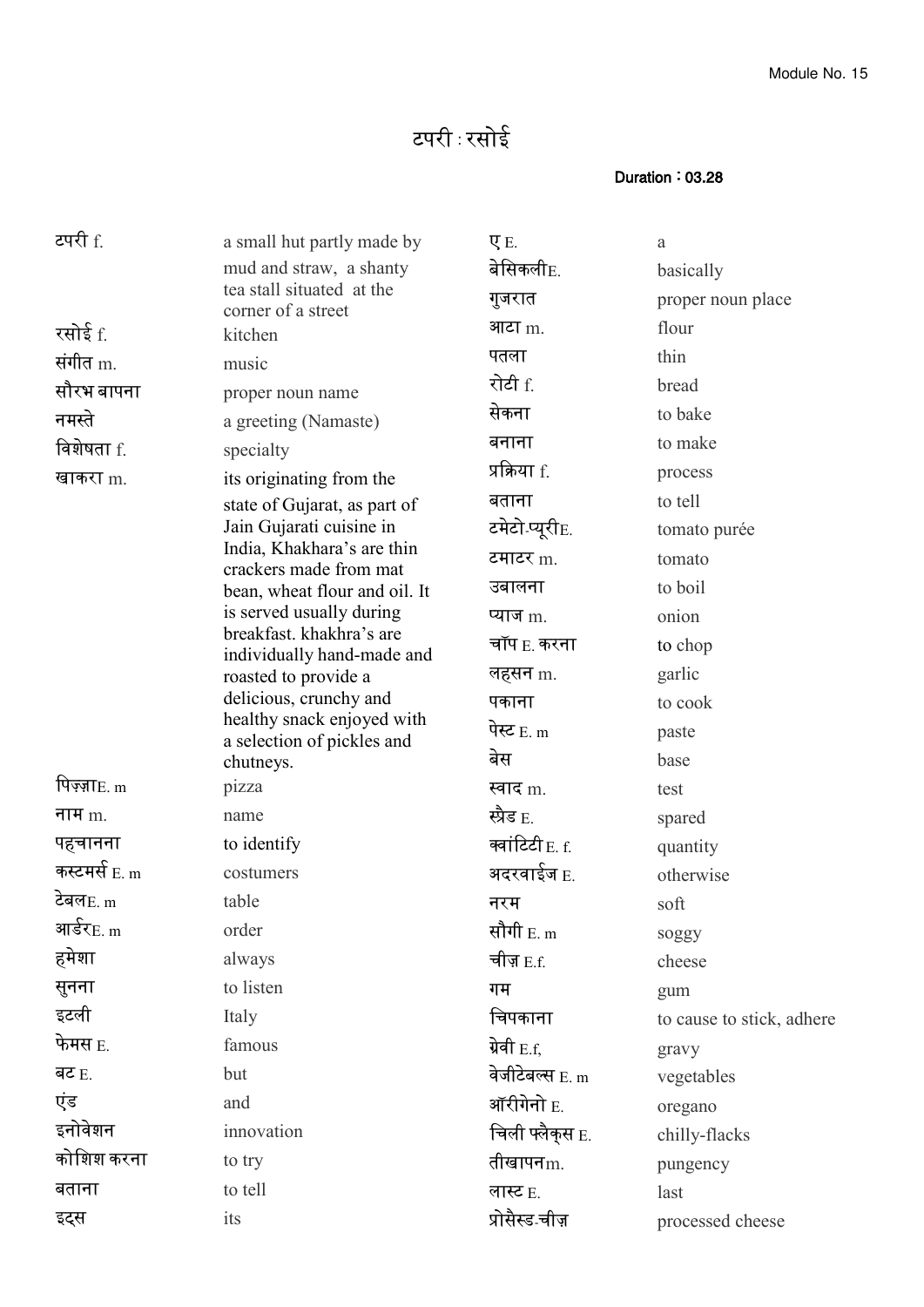# टपरी : रसोई

Duration : 03.28

| | |
|---|---|
| टपरी f. | a small hut partly made by mud and straw, a shanty tea stall situated at the corner of a street |
| रसोई f. | kitchen |
| संगीत m. | music |
| सौरभ बापना | proper noun name |
| नमस्ते | a greeting (Namaste) |
| विशेषता f. | specialty |
| खाकरा m. | its originating from the state of Gujarat, as part of Jain Gujarati cuisine in India, Khakhara's are thin crackers made from mat bean, wheat flour and oil. It is served usually during breakfast. khakhra's are individually hand-made and roasted to provide a delicious, crunchy and healthy snack enjoyed with a selection of pickles and chutneys. |
| पिज़्ज़ाE. m | pizza |
| नाम m. | name |
| पहचानना | to identify |
| कस्टमर्स E. m | costumers |
| टेबलE. m | table |
| आर्डरE. m | order |
| हमेशा | always |
| सुनना | to listen |
| इटली | Italy |
| फेमस E. | famous |
| बट E. | but |
| एंड | and |
| इनोवेशन | innovation |
| कोशिश करना | to try |
| बताना | to tell |
| इट्स | its |
| ए E. | a |
| बेसिकलीE. | basically |
| गुजरात | proper noun place |
| आटा m. | flour |
| पतला | thin |
| रोटी f. | bread |
| सेकना | to bake |
| बनाना | to make |
| प्रक्रिया f. | process |
| बताना | to tell |
| टमेटो-प्यूरीE. | tomato purée |
| टमाटर m. | tomato |
| उबालना | to boil |
| प्याज m. | onion |
| चॉप E. करना | to chop |
| लहसन m. | garlic |
| पकाना | to cook |
| पेस्ट E. m | paste |
| बेस | base |
| स्वाद m. | test |
| स्प्रैड E. | spared |
| क्वांटिटी E. f. | quantity |
| अदरवाईज E. | otherwise |
| नरम | soft |
| सौगी E. m | soggy |
| चीज़ E.f. | cheese |
| गम | gum |
| चिपकाना | to cause to stick, adhere |
| ग्रेवी E.f, | gravy |
| वेजीटेबल्स E. m | vegetables |
| ऑरीगेनो E. | oregano |
| चिली फ्लैक्स E. | chilly-flacks |
| तीखापनm. | pungency |
| लास्ट E. | last |
| प्रोसैस्ड-चीज़ | processed cheese |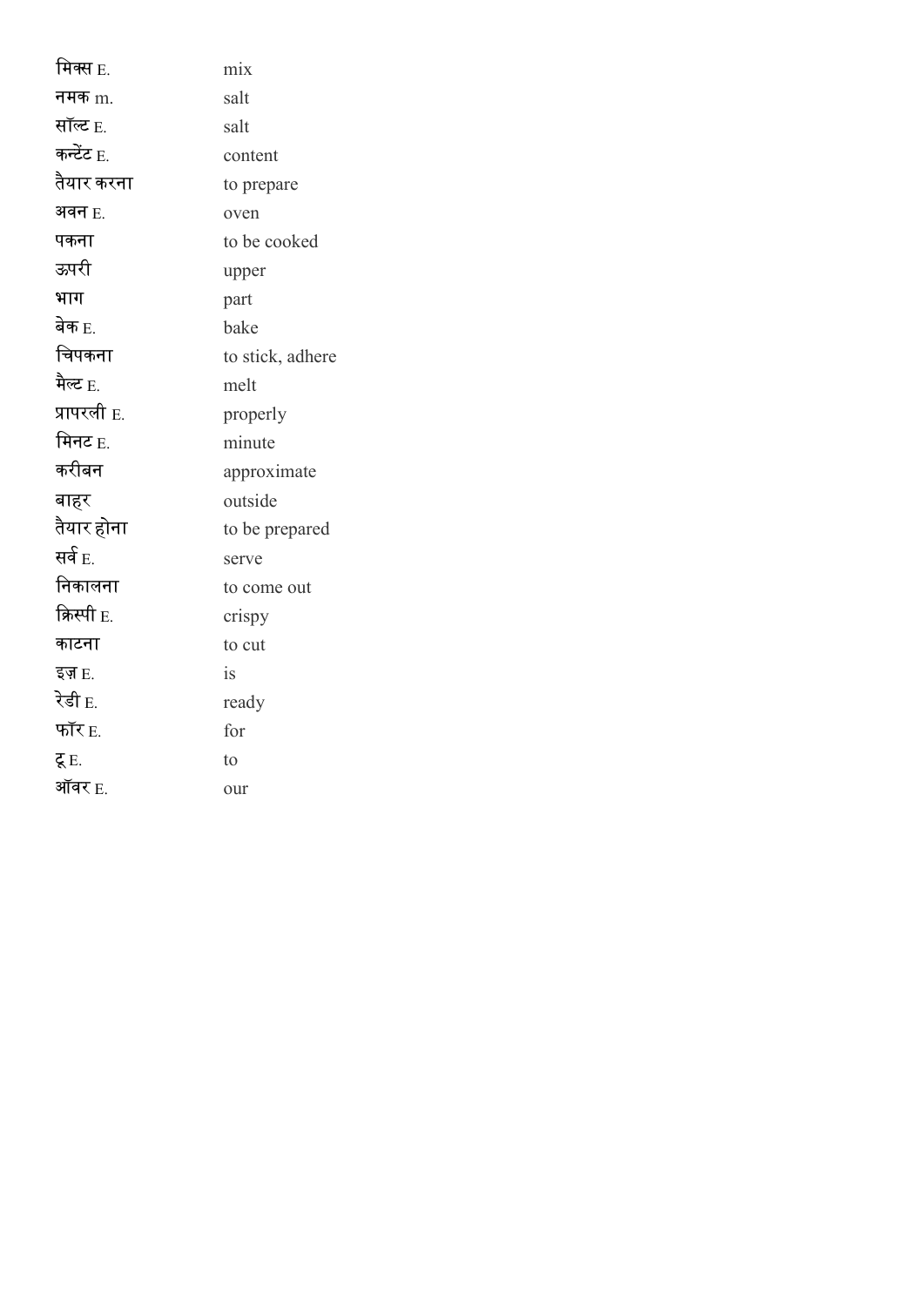| | |
|---|---|
| मिक्स E. | mix |
| नमक m. | salt |
| सॉल्ट E. | salt |
| कन्टेंट E. | content |
| तैयार करना | to prepare |
| अवन E. | oven |
| पकना | to be cooked |
| ऊपरी | upper |
| भाग | part |
| बेक E. | bake |
| चिपकना | to stick, adhere |
| मैल्ट E. | melt |
| प्रापरली E. | properly |
| मिनट E. | minute |
| करीबन | approximate |
| बाहर | outside |
| तैयार होना | to be prepared |
| सर्व E. | serve |
| निकालना | to come out |
| क्रिस्पी E. | crispy |
| काटना | to cut |
| इज़ E. | is |
| रेडी E. | ready |
| फॉर E. | for |
| टू E. | to |
| ऑवर E. | our |